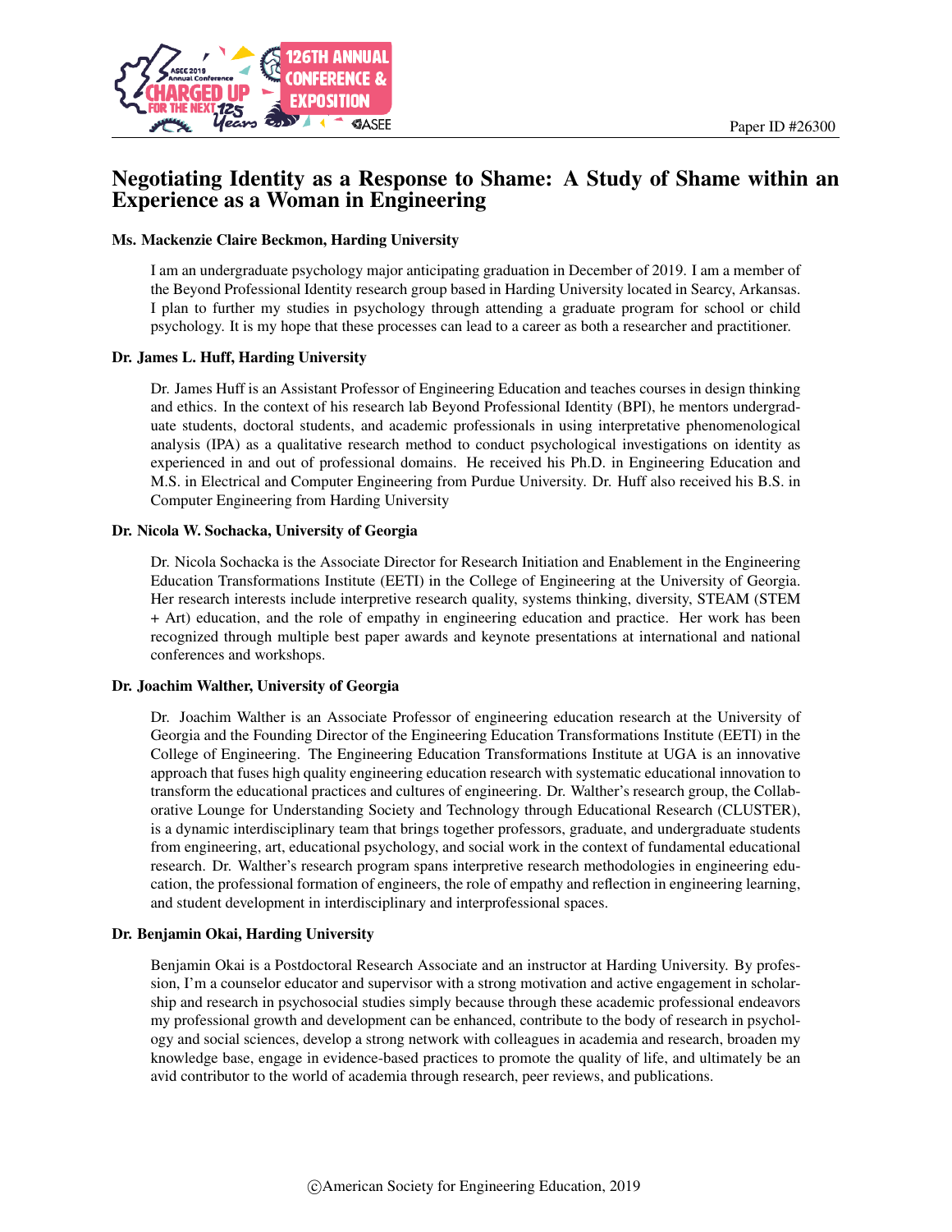Paper ID #26300

# Negotiating Identity as a Response to Shame: A Study of Shame within an Experience as a Woman in Engineering

**Ms. Mackenzie Claire Beckmon, Harding University**

I am an undergraduate psychology major anticipating graduation in December of 2019. I am a member of the Beyond Professional Identity research group based in Harding University located in Searcy, Arkansas. I plan to further my studies in psychology through attending a graduate program for school or child psychology. It is my hope that these processes can lead to a career as both a researcher and practitioner.

**Dr. James L. Huff, Harding University**

Dr. James Huff is an Assistant Professor of Engineering Education and teaches courses in design thinking and ethics. In the context of his research lab Beyond Professional Identity (BPI), he mentors undergraduate students, doctoral students, and academic professionals in using interpretative phenomenological analysis (IPA) as a qualitative research method to conduct psychological investigations on identity as experienced in and out of professional domains. He received his Ph.D. in Engineering Education and M.S. in Electrical and Computer Engineering from Purdue University. Dr. Huff also received his B.S. in Computer Engineering from Harding University

**Dr. Nicola W. Sochacka, University of Georgia**

Dr. Nicola Sochacka is the Associate Director for Research Initiation and Enablement in the Engineering Education Transformations Institute (EETI) in the College of Engineering at the University of Georgia. Her research interests include interpretive research quality, systems thinking, diversity, STEAM (STEM + Art) education, and the role of empathy in engineering education and practice. Her work has been recognized through multiple best paper awards and keynote presentations at international and national conferences and workshops.

**Dr. Joachim Walther, University of Georgia**

Dr. Joachim Walther is an Associate Professor of engineering education research at the University of Georgia and the Founding Director of the Engineering Education Transformations Institute (EETI) in the College of Engineering. The Engineering Education Transformations Institute at UGA is an innovative approach that fuses high quality engineering education research with systematic educational innovation to transform the educational practices and cultures of engineering. Dr. Walther's research group, the Collaborative Lounge for Understanding Society and Technology through Educational Research (CLUSTER), is a dynamic interdisciplinary team that brings together professors, graduate, and undergraduate students from engineering, art, educational psychology, and social work in the context of fundamental educational research. Dr. Walther's research program spans interpretive research methodologies in engineering education, the professional formation of engineers, the role of empathy and reflection in engineering learning, and student development in interdisciplinary and interprofessional spaces.

**Dr. Benjamin Okai, Harding University**

Benjamin Okai is a Postdoctoral Research Associate and an instructor at Harding University. By profession, I'm a counselor educator and supervisor with a strong motivation and active engagement in scholarship and research in psychosocial studies simply because through these academic professional endeavors my professional growth and development can be enhanced, contribute to the body of research in psychology and social sciences, develop a strong network with colleagues in academia and research, broaden my knowledge base, engage in evidence-based practices to promote the quality of life, and ultimately be an avid contributor to the world of academia through research, peer reviews, and publications.

©American Society for Engineering Education, 2019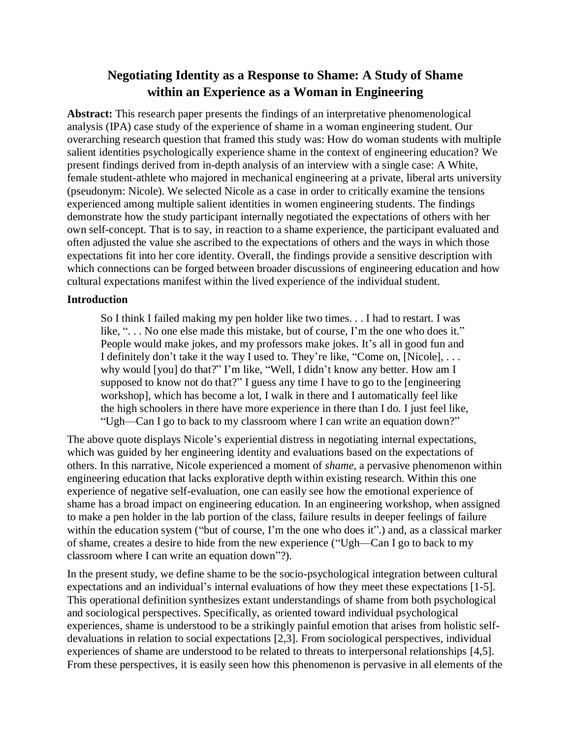# Negotiating Identity as a Response to Shame: A Study of Shame within an Experience as a Woman in Engineering

**Abstract:** This research paper presents the findings of an interpretative phenomenological analysis (IPA) case study of the experience of shame in a woman engineering student. Our overarching research question that framed this study was: How do woman students with multiple salient identities psychologically experience shame in the context of engineering education? We present findings derived from in-depth analysis of an interview with a single case: A White, female student-athlete who majored in mechanical engineering at a private, liberal arts university (pseudonym: Nicole). We selected Nicole as a case in order to critically examine the tensions experienced among multiple salient identities in women engineering students. The findings demonstrate how the study participant internally negotiated the expectations of others with her own self-concept. That is to say, in reaction to a shame experience, the participant evaluated and often adjusted the value she ascribed to the expectations of others and the ways in which those expectations fit into her core identity. Overall, the findings provide a sensitive description with which connections can be forged between broader discussions of engineering education and how cultural expectations manifest within the lived experience of the individual student.

## Introduction

> So I think I failed making my pen holder like two times. . . I had to restart. I was like, ". . . No one else made this mistake, but of course, I'm the one who does it." People would make jokes, and my professors make jokes. It's all in good fun and I definitely don't take it the way I used to. They're like, "Come on, [Nicole], . . . why would [you] do that?" I'm like, "Well, I didn't know any better. How am I supposed to know not do that?" I guess any time I have to go to the [engineering workshop], which has become a lot, I walk in there and I automatically feel like the high schoolers in there have more experience in there than I do. I just feel like, "Ugh—Can I go to back to my classroom where I can write an equation down?"

The above quote displays Nicole's experiential distress in negotiating internal expectations, which was guided by her engineering identity and evaluations based on the expectations of others. In this narrative, Nicole experienced a moment of *shame*, a pervasive phenomenon within engineering education that lacks explorative depth within existing research. Within this one experience of negative self-evaluation, one can easily see how the emotional experience of shame has a broad impact on engineering education. In an engineering workshop, when assigned to make a pen holder in the lab portion of the class, failure results in deeper feelings of failure within the education system ("but of course, I'm the one who does it".) and, as a classical marker of shame, creates a desire to hide from the new experience ("Ugh—Can I go to back to my classroom where I can write an equation down"?).

In the present study, we define shame to be the socio-psychological integration between cultural expectations and an individual's internal evaluations of how they meet these expectations [1-5]. This operational definition synthesizes extant understandings of shame from both psychological and sociological perspectives. Specifically, as oriented toward individual psychological experiences, shame is understood to be a strikingly painful emotion that arises from holistic self-devaluations in relation to social expectations [2,3]. From sociological perspectives, individual experiences of shame are understood to be related to threats to interpersonal relationships [4,5]. From these perspectives, it is easily seen how this phenomenon is pervasive in all elements of the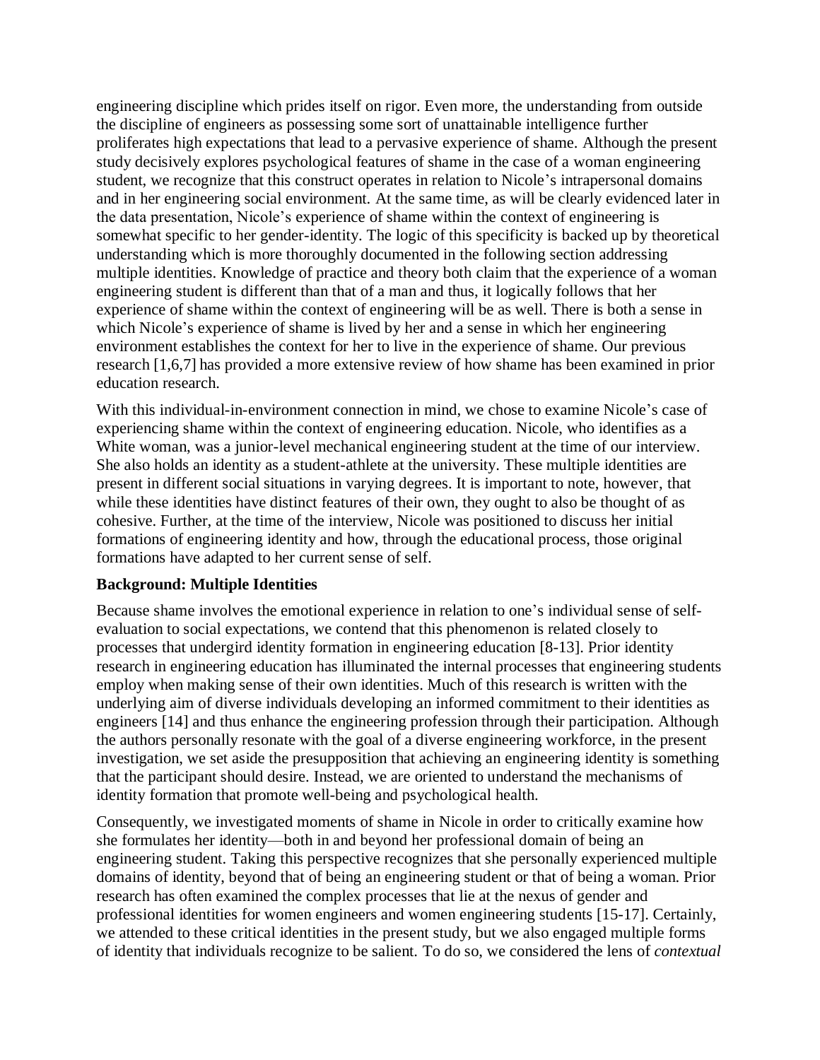engineering discipline which prides itself on rigor. Even more, the understanding from outside the discipline of engineers as possessing some sort of unattainable intelligence further proliferates high expectations that lead to a pervasive experience of shame. Although the present study decisively explores psychological features of shame in the case of a woman engineering student, we recognize that this construct operates in relation to Nicole's intrapersonal domains and in her engineering social environment. At the same time, as will be clearly evidenced later in the data presentation, Nicole's experience of shame within the context of engineering is somewhat specific to her gender-identity. The logic of this specificity is backed up by theoretical understanding which is more thoroughly documented in the following section addressing multiple identities. Knowledge of practice and theory both claim that the experience of a woman engineering student is different than that of a man and thus, it logically follows that her experience of shame within the context of engineering will be as well. There is both a sense in which Nicole's experience of shame is lived by her and a sense in which her engineering environment establishes the context for her to live in the experience of shame. Our previous research [1,6,7] has provided a more extensive review of how shame has been examined in prior education research.

With this individual-in-environment connection in mind, we chose to examine Nicole's case of experiencing shame within the context of engineering education. Nicole, who identifies as a White woman, was a junior-level mechanical engineering student at the time of our interview. She also holds an identity as a student-athlete at the university. These multiple identities are present in different social situations in varying degrees. It is important to note, however, that while these identities have distinct features of their own, they ought to also be thought of as cohesive. Further, at the time of the interview, Nicole was positioned to discuss her initial formations of engineering identity and how, through the educational process, those original formations have adapted to her current sense of self.

## Background: Multiple Identities

Because shame involves the emotional experience in relation to one's individual sense of self-evaluation to social expectations, we contend that this phenomenon is related closely to processes that undergird identity formation in engineering education [8-13]. Prior identity research in engineering education has illuminated the internal processes that engineering students employ when making sense of their own identities. Much of this research is written with the underlying aim of diverse individuals developing an informed commitment to their identities as engineers [14] and thus enhance the engineering profession through their participation. Although the authors personally resonate with the goal of a diverse engineering workforce, in the present investigation, we set aside the presupposition that achieving an engineering identity is something that the participant should desire. Instead, we are oriented to understand the mechanisms of identity formation that promote well-being and psychological health.

Consequently, we investigated moments of shame in Nicole in order to critically examine how she formulates her identity—both in and beyond her professional domain of being an engineering student. Taking this perspective recognizes that she personally experienced multiple domains of identity, beyond that of being an engineering student or that of being a woman. Prior research has often examined the complex processes that lie at the nexus of gender and professional identities for women engineers and women engineering students [15-17]. Certainly, we attended to these critical identities in the present study, but we also engaged multiple forms of identity that individuals recognize to be salient. To do so, we considered the lens of *contextual*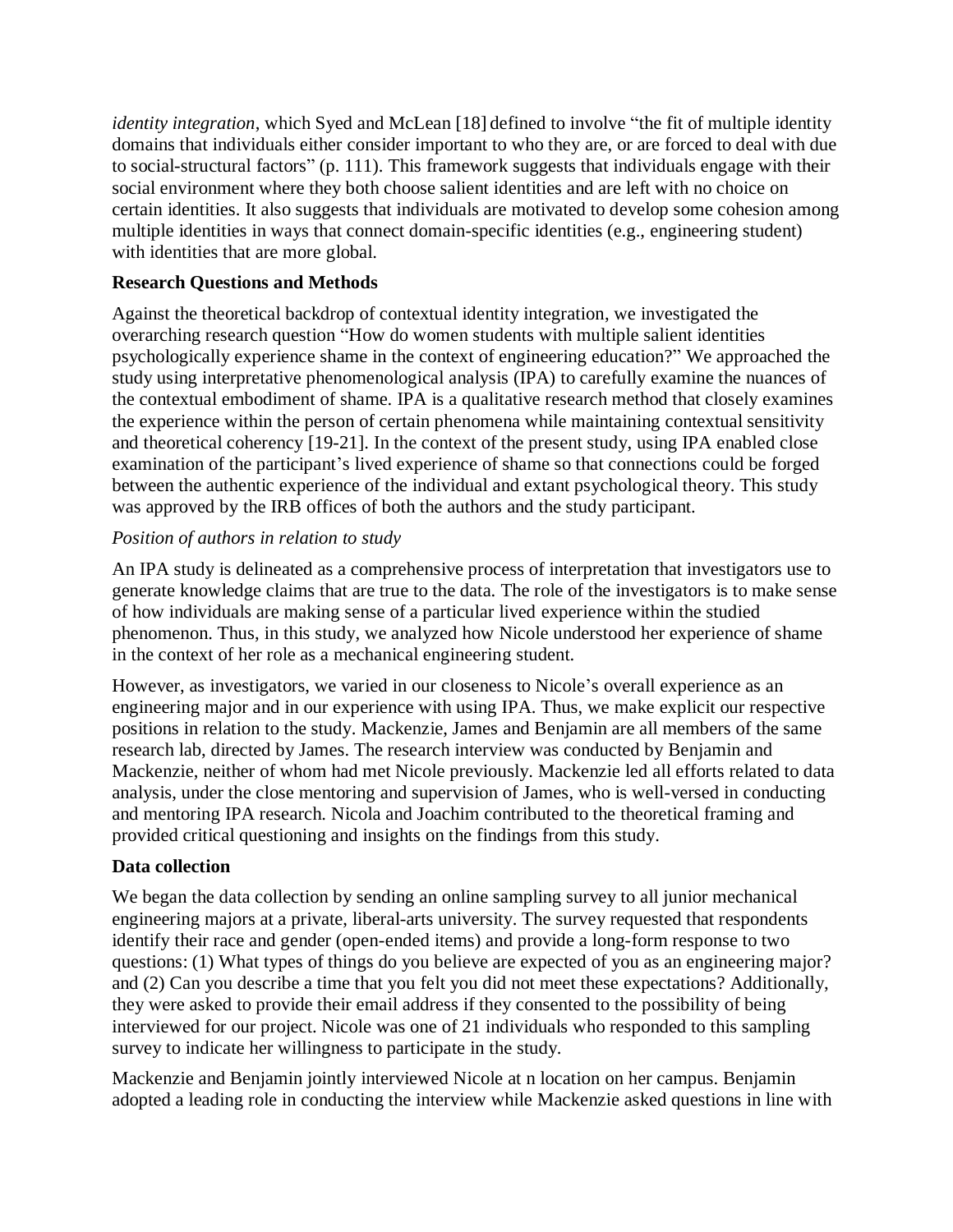*identity integration*, which Syed and McLean [18] defined to involve "the fit of multiple identity domains that individuals either consider important to who they are, or are forced to deal with due to social-structural factors" (p. 111). This framework suggests that individuals engage with their social environment where they both choose salient identities and are left with no choice on certain identities. It also suggests that individuals are motivated to develop some cohesion among multiple identities in ways that connect domain-specific identities (e.g., engineering student) with identities that are more global.

**Research Questions and Methods**

Against the theoretical backdrop of contextual identity integration, we investigated the overarching research question "How do women students with multiple salient identities psychologically experience shame in the context of engineering education?" We approached the study using interpretative phenomenological analysis (IPA) to carefully examine the nuances of the contextual embodiment of shame. IPA is a qualitative research method that closely examines the experience within the person of certain phenomena while maintaining contextual sensitivity and theoretical coherency [19-21]. In the context of the present study, using IPA enabled close examination of the participant's lived experience of shame so that connections could be forged between the authentic experience of the individual and extant psychological theory. This study was approved by the IRB offices of both the authors and the study participant.

*Position of authors in relation to study*

An IPA study is delineated as a comprehensive process of interpretation that investigators use to generate knowledge claims that are true to the data. The role of the investigators is to make sense of how individuals are making sense of a particular lived experience within the studied phenomenon. Thus, in this study, we analyzed how Nicole understood her experience of shame in the context of her role as a mechanical engineering student.

However, as investigators, we varied in our closeness to Nicole's overall experience as an engineering major and in our experience with using IPA. Thus, we make explicit our respective positions in relation to the study. Mackenzie, James and Benjamin are all members of the same research lab, directed by James. The research interview was conducted by Benjamin and Mackenzie, neither of whom had met Nicole previously. Mackenzie led all efforts related to data analysis, under the close mentoring and supervision of James, who is well-versed in conducting and mentoring IPA research. Nicola and Joachim contributed to the theoretical framing and provided critical questioning and insights on the findings from this study.

**Data collection**

We began the data collection by sending an online sampling survey to all junior mechanical engineering majors at a private, liberal-arts university. The survey requested that respondents identify their race and gender (open-ended items) and provide a long-form response to two questions: (1) What types of things do you believe are expected of you as an engineering major? and (2) Can you describe a time that you felt you did not meet these expectations? Additionally, they were asked to provide their email address if they consented to the possibility of being interviewed for our project. Nicole was one of 21 individuals who responded to this sampling survey to indicate her willingness to participate in the study.

Mackenzie and Benjamin jointly interviewed Nicole at n location on her campus. Benjamin adopted a leading role in conducting the interview while Mackenzie asked questions in line with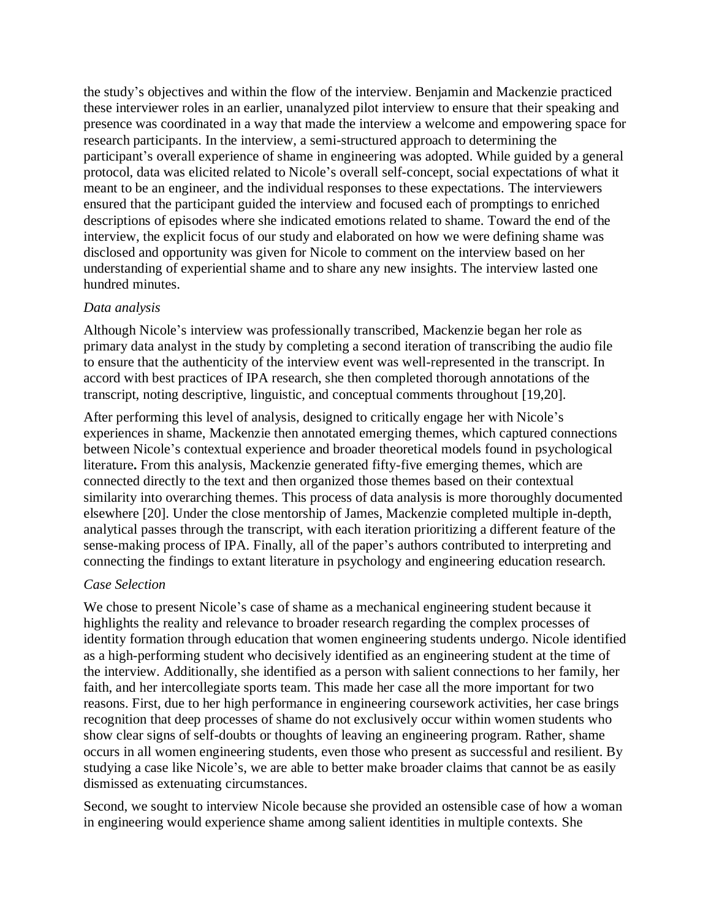the study's objectives and within the flow of the interview. Benjamin and Mackenzie practiced these interviewer roles in an earlier, unanalyzed pilot interview to ensure that their speaking and presence was coordinated in a way that made the interview a welcome and empowering space for research participants. In the interview, a semi-structured approach to determining the participant's overall experience of shame in engineering was adopted. While guided by a general protocol, data was elicited related to Nicole's overall self-concept, social expectations of what it meant to be an engineer, and the individual responses to these expectations. The interviewers ensured that the participant guided the interview and focused each of promptings to enriched descriptions of episodes where she indicated emotions related to shame. Toward the end of the interview, the explicit focus of our study and elaborated on how we were defining shame was disclosed and opportunity was given for Nicole to comment on the interview based on her understanding of experiential shame and to share any new insights. The interview lasted one hundred minutes.

*Data analysis*

Although Nicole's interview was professionally transcribed, Mackenzie began her role as primary data analyst in the study by completing a second iteration of transcribing the audio file to ensure that the authenticity of the interview event was well-represented in the transcript. In accord with best practices of IPA research, she then completed thorough annotations of the transcript, noting descriptive, linguistic, and conceptual comments throughout [19,20].

After performing this level of analysis, designed to critically engage her with Nicole's experiences in shame, Mackenzie then annotated emerging themes, which captured connections between Nicole's contextual experience and broader theoretical models found in psychological literature**.** From this analysis, Mackenzie generated fifty-five emerging themes, which are connected directly to the text and then organized those themes based on their contextual similarity into overarching themes. This process of data analysis is more thoroughly documented elsewhere [20]. Under the close mentorship of James, Mackenzie completed multiple in-depth, analytical passes through the transcript, with each iteration prioritizing a different feature of the sense-making process of IPA. Finally, all of the paper's authors contributed to interpreting and connecting the findings to extant literature in psychology and engineering education research.

*Case Selection*

We chose to present Nicole's case of shame as a mechanical engineering student because it highlights the reality and relevance to broader research regarding the complex processes of identity formation through education that women engineering students undergo. Nicole identified as a high-performing student who decisively identified as an engineering student at the time of the interview. Additionally, she identified as a person with salient connections to her family, her faith, and her intercollegiate sports team. This made her case all the more important for two reasons. First, due to her high performance in engineering coursework activities, her case brings recognition that deep processes of shame do not exclusively occur within women students who show clear signs of self-doubts or thoughts of leaving an engineering program. Rather, shame occurs in all women engineering students, even those who present as successful and resilient. By studying a case like Nicole's, we are able to better make broader claims that cannot be as easily dismissed as extenuating circumstances.

Second, we sought to interview Nicole because she provided an ostensible case of how a woman in engineering would experience shame among salient identities in multiple contexts. She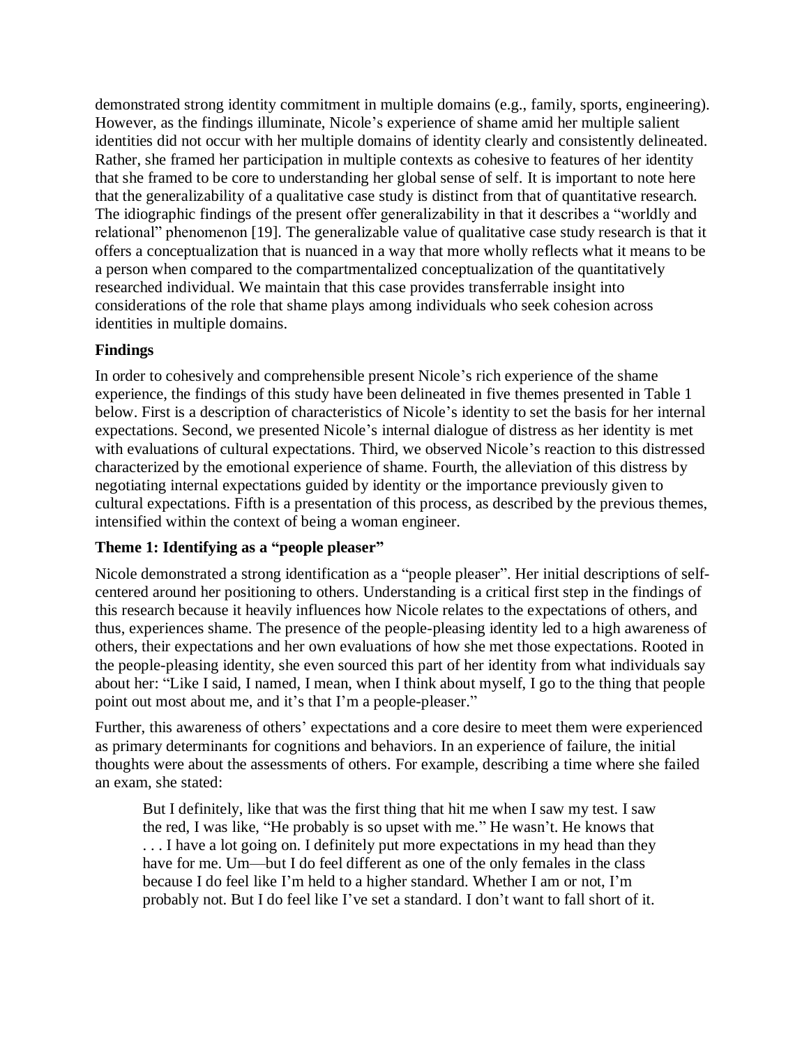demonstrated strong identity commitment in multiple domains (e.g., family, sports, engineering). However, as the findings illuminate, Nicole's experience of shame amid her multiple salient identities did not occur with her multiple domains of identity clearly and consistently delineated. Rather, she framed her participation in multiple contexts as cohesive to features of her identity that she framed to be core to understanding her global sense of self. It is important to note here that the generalizability of a qualitative case study is distinct from that of quantitative research. The idiographic findings of the present offer generalizability in that it describes a "worldly and relational" phenomenon [19]. The generalizable value of qualitative case study research is that it offers a conceptualization that is nuanced in a way that more wholly reflects what it means to be a person when compared to the compartmentalized conceptualization of the quantitatively researched individual. We maintain that this case provides transferrable insight into considerations of the role that shame plays among individuals who seek cohesion across identities in multiple domains.

## Findings

In order to cohesively and comprehensible present Nicole's rich experience of the shame experience, the findings of this study have been delineated in five themes presented in Table 1 below. First is a description of characteristics of Nicole's identity to set the basis for her internal expectations. Second, we presented Nicole's internal dialogue of distress as her identity is met with evaluations of cultural expectations. Third, we observed Nicole's reaction to this distressed characterized by the emotional experience of shame. Fourth, the alleviation of this distress by negotiating internal expectations guided by identity or the importance previously given to cultural expectations. Fifth is a presentation of this process, as described by the previous themes, intensified within the context of being a woman engineer.

### Theme 1: Identifying as a "people pleaser"

Nicole demonstrated a strong identification as a "people pleaser". Her initial descriptions of self-centered around her positioning to others. Understanding is a critical first step in the findings of this research because it heavily influences how Nicole relates to the expectations of others, and thus, experiences shame. The presence of the people-pleasing identity led to a high awareness of others, their expectations and her own evaluations of how she met those expectations. Rooted in the people-pleasing identity, she even sourced this part of her identity from what individuals say about her: "Like I said, I named, I mean, when I think about myself, I go to the thing that people point out most about me, and it's that I'm a people-pleaser."

Further, this awareness of others' expectations and a core desire to meet them were experienced as primary determinants for cognitions and behaviors. In an experience of failure, the initial thoughts were about the assessments of others. For example, describing a time where she failed an exam, she stated:

> But I definitely, like that was the first thing that hit me when I saw my test. I saw the red, I was like, "He probably is so upset with me." He wasn't. He knows that . . . I have a lot going on. I definitely put more expectations in my head than they have for me. Um—but I do feel different as one of the only females in the class because I do feel like I'm held to a higher standard. Whether I am or not, I'm probably not. But I do feel like I've set a standard. I don't want to fall short of it.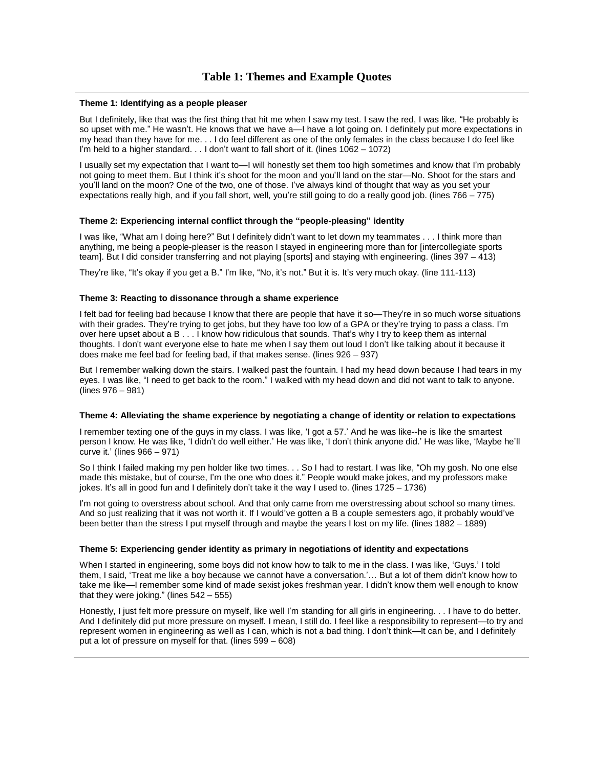## Table 1: Themes and Example Quotes

**Theme 1: Identifying as a people pleaser**

But I definitely, like that was the first thing that hit me when I saw my test. I saw the red, I was like, "He probably is so upset with me." He wasn't. He knows that we have a—I have a lot going on. I definitely put more expectations in my head than they have for me. . . I do feel different as one of the only females in the class because I do feel like I'm held to a higher standard. . . I don't want to fall short of it. (lines 1062 – 1072)

I usually set my expectation that I want to—I will honestly set them too high sometimes and know that I'm probably not going to meet them. But I think it's shoot for the moon and you'll land on the star—No. Shoot for the stars and you'll land on the moon? One of the two, one of those. I've always kind of thought that way as you set your expectations really high, and if you fall short, well, you're still going to do a really good job. (lines 766 – 775)

**Theme 2: Experiencing internal conflict through the "people-pleasing" identity**

I was like, "What am I doing here?" But I definitely didn't want to let down my teammates . . . I think more than anything, me being a people-pleaser is the reason I stayed in engineering more than for [intercollegiate sports team]. But I did consider transferring and not playing [sports] and staying with engineering. (lines 397 – 413)

They're like, "It's okay if you get a B." I'm like, "No, it's not." But it is. It's very much okay. (line 111-113)

**Theme 3: Reacting to dissonance through a shame experience**

I felt bad for feeling bad because I know that there are people that have it so—They're in so much worse situations with their grades. They're trying to get jobs, but they have too low of a GPA or they're trying to pass a class. I'm over here upset about a B . . . I know how ridiculous that sounds. That's why I try to keep them as internal thoughts. I don't want everyone else to hate me when I say them out loud I don't like talking about it because it does make me feel bad for feeling bad, if that makes sense. (lines 926 – 937)

But I remember walking down the stairs. I walked past the fountain. I had my head down because I had tears in my eyes. I was like, "I need to get back to the room." I walked with my head down and did not want to talk to anyone. (lines 976 – 981)

**Theme 4: Alleviating the shame experience by negotiating a change of identity or relation to expectations**

I remember texting one of the guys in my class. I was like, 'I got a 57.' And he was like--he is like the smartest person I know. He was like, 'I didn't do well either.' He was like, 'I don't think anyone did.' He was like, 'Maybe he'll curve it.' (lines 966 – 971)

So I think I failed making my pen holder like two times. . . So I had to restart. I was like, "Oh my gosh. No one else made this mistake, but of course, I'm the one who does it." People would make jokes, and my professors make jokes. It's all in good fun and I definitely don't take it the way I used to. (lines 1725 – 1736)

I'm not going to overstress about school. And that only came from me overstressing about school so many times. And so just realizing that it was not worth it. If I would've gotten a B a couple semesters ago, it probably would've been better than the stress I put myself through and maybe the years I lost on my life. (lines 1882 – 1889)

**Theme 5: Experiencing gender identity as primary in negotiations of identity and expectations**

When I started in engineering, some boys did not know how to talk to me in the class. I was like, 'Guys.' I told them, I said, 'Treat me like a boy because we cannot have a conversation.'… But a lot of them didn't know how to take me like—I remember some kind of made sexist jokes freshman year. I didn't know them well enough to know that they were joking." (lines 542 – 555)

Honestly, I just felt more pressure on myself, like well I'm standing for all girls in engineering. . . I have to do better. And I definitely did put more pressure on myself. I mean, I still do. I feel like a responsibility to represent—to try and represent women in engineering as well as I can, which is not a bad thing. I don't think—It can be, and I definitely put a lot of pressure on myself for that. (lines 599 – 608)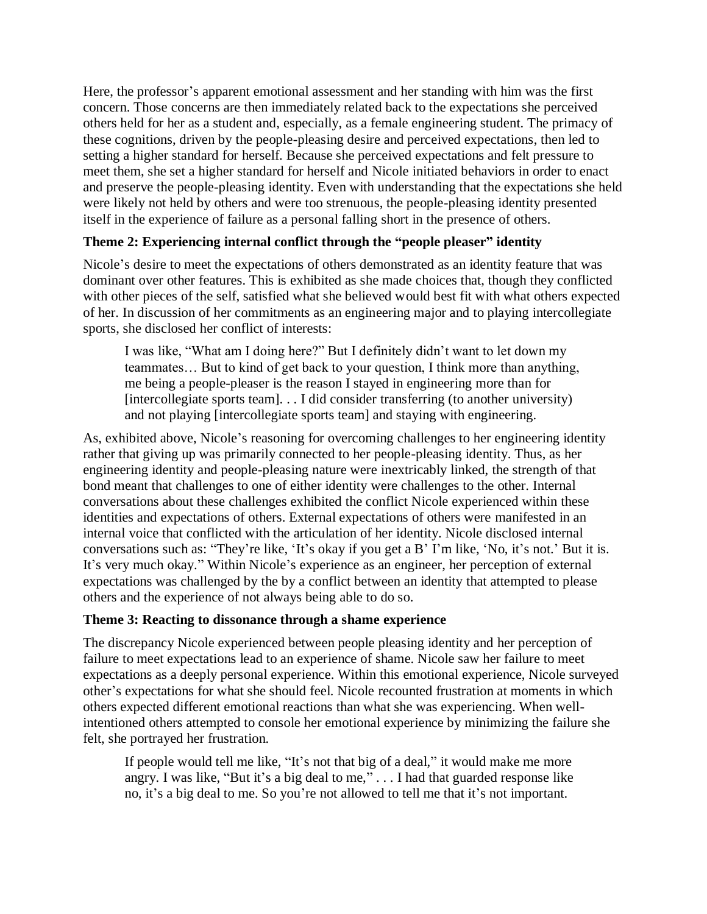Here, the professor's apparent emotional assessment and her standing with him was the first concern. Those concerns are then immediately related back to the expectations she perceived others held for her as a student and, especially, as a female engineering student. The primacy of these cognitions, driven by the people-pleasing desire and perceived expectations, then led to setting a higher standard for herself. Because she perceived expectations and felt pressure to meet them, she set a higher standard for herself and Nicole initiated behaviors in order to enact and preserve the people-pleasing identity. Even with understanding that the expectations she held were likely not held by others and were too strenuous, the people-pleasing identity presented itself in the experience of failure as a personal falling short in the presence of others.

### Theme 2: Experiencing internal conflict through the "people pleaser" identity

Nicole's desire to meet the expectations of others demonstrated as an identity feature that was dominant over other features. This is exhibited as she made choices that, though they conflicted with other pieces of the self, satisfied what she believed would best fit with what others expected of her. In discussion of her commitments as an engineering major and to playing intercollegiate sports, she disclosed her conflict of interests:

> I was like, "What am I doing here?" But I definitely didn't want to let down my teammates… But to kind of get back to your question, I think more than anything, me being a people-pleaser is the reason I stayed in engineering more than for [intercollegiate sports team]. . . I did consider transferring (to another university) and not playing [intercollegiate sports team] and staying with engineering.

As, exhibited above, Nicole's reasoning for overcoming challenges to her engineering identity rather that giving up was primarily connected to her people-pleasing identity. Thus, as her engineering identity and people-pleasing nature were inextricably linked, the strength of that bond meant that challenges to one of either identity were challenges to the other. Internal conversations about these challenges exhibited the conflict Nicole experienced within these identities and expectations of others. External expectations of others were manifested in an internal voice that conflicted with the articulation of her identity. Nicole disclosed internal conversations such as: "They're like, 'It's okay if you get a B' I'm like, 'No, it's not.' But it is. It's very much okay." Within Nicole's experience as an engineer, her perception of external expectations was challenged by the by a conflict between an identity that attempted to please others and the experience of not always being able to do so.

### Theme 3: Reacting to dissonance through a shame experience

The discrepancy Nicole experienced between people pleasing identity and her perception of failure to meet expectations lead to an experience of shame. Nicole saw her failure to meet expectations as a deeply personal experience. Within this emotional experience, Nicole surveyed other's expectations for what she should feel. Nicole recounted frustration at moments in which others expected different emotional reactions than what she was experiencing. When well-intentioned others attempted to console her emotional experience by minimizing the failure she felt, she portrayed her frustration.

> If people would tell me like, "It's not that big of a deal," it would make me more angry. I was like, "But it's a big deal to me," . . . I had that guarded response like no, it's a big deal to me. So you're not allowed to tell me that it's not important.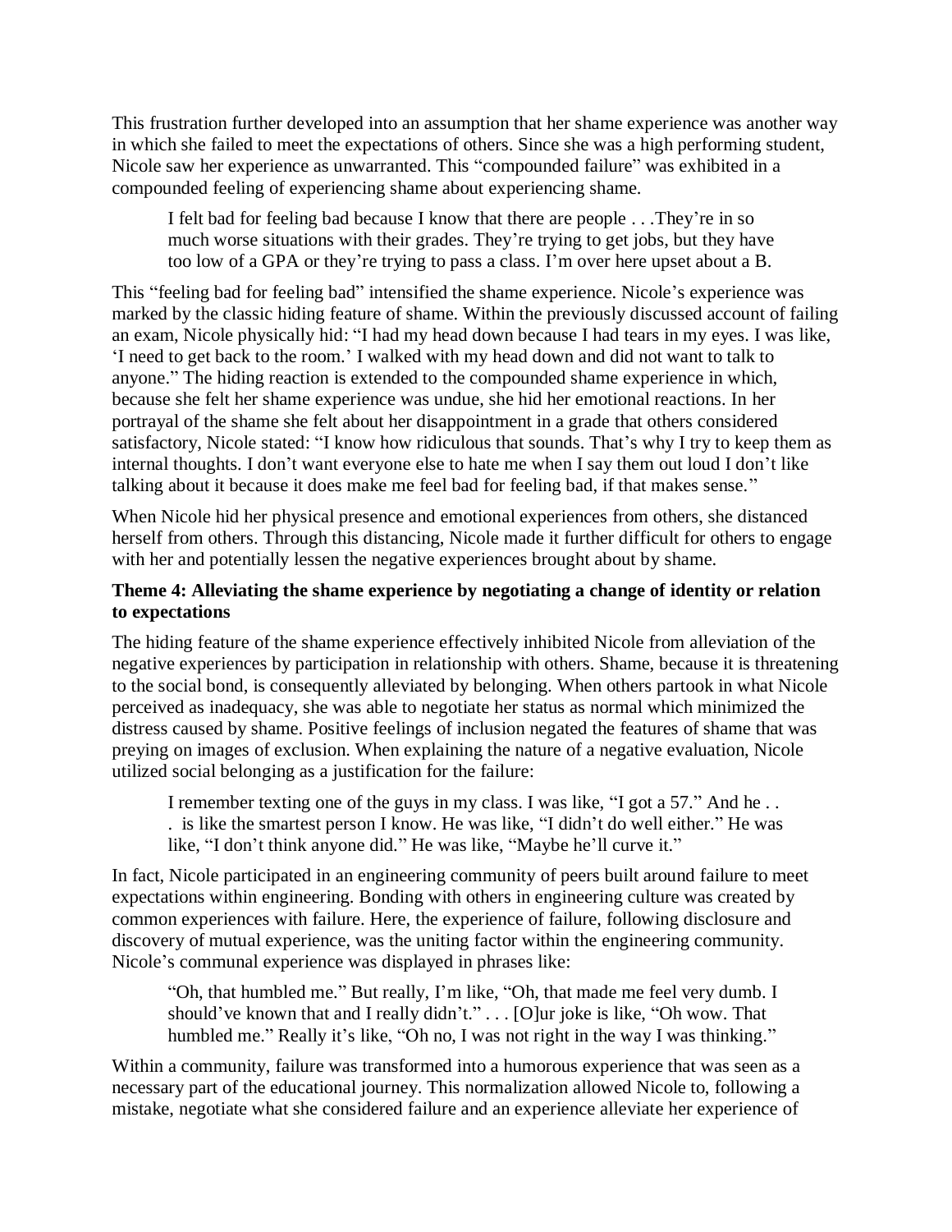This frustration further developed into an assumption that her shame experience was another way in which she failed to meet the expectations of others. Since she was a high performing student, Nicole saw her experience as unwarranted. This "compounded failure" was exhibited in a compounded feeling of experiencing shame about experiencing shame.

> I felt bad for feeling bad because I know that there are people . . .They're in so much worse situations with their grades. They're trying to get jobs, but they have too low of a GPA or they're trying to pass a class. I'm over here upset about a B.

This "feeling bad for feeling bad" intensified the shame experience. Nicole's experience was marked by the classic hiding feature of shame. Within the previously discussed account of failing an exam, Nicole physically hid: "I had my head down because I had tears in my eyes. I was like, 'I need to get back to the room.' I walked with my head down and did not want to talk to anyone." The hiding reaction is extended to the compounded shame experience in which, because she felt her shame experience was undue, she hid her emotional reactions. In her portrayal of the shame she felt about her disappointment in a grade that others considered satisfactory, Nicole stated: "I know how ridiculous that sounds. That's why I try to keep them as internal thoughts. I don't want everyone else to hate me when I say them out loud I don't like talking about it because it does make me feel bad for feeling bad, if that makes sense."

When Nicole hid her physical presence and emotional experiences from others, she distanced herself from others. Through this distancing, Nicole made it further difficult for others to engage with her and potentially lessen the negative experiences brought about by shame.

### Theme 4: Alleviating the shame experience by negotiating a change of identity or relation to expectations

The hiding feature of the shame experience effectively inhibited Nicole from alleviation of the negative experiences by participation in relationship with others. Shame, because it is threatening to the social bond, is consequently alleviated by belonging. When others partook in what Nicole perceived as inadequacy, she was able to negotiate her status as normal which minimized the distress caused by shame. Positive feelings of inclusion negated the features of shame that was preying on images of exclusion. When explaining the nature of a negative evaluation, Nicole utilized social belonging as a justification for the failure:

> I remember texting one of the guys in my class. I was like, "I got a 57." And he . . . is like the smartest person I know. He was like, "I didn't do well either." He was like, "I don't think anyone did." He was like, "Maybe he'll curve it."

In fact, Nicole participated in an engineering community of peers built around failure to meet expectations within engineering. Bonding with others in engineering culture was created by common experiences with failure. Here, the experience of failure, following disclosure and discovery of mutual experience, was the uniting factor within the engineering community. Nicole's communal experience was displayed in phrases like:

> "Oh, that humbled me." But really, I'm like, "Oh, that made me feel very dumb. I should've known that and I really didn't." . . . [O]ur joke is like, "Oh wow. That humbled me." Really it's like, "Oh no, I was not right in the way I was thinking."

Within a community, failure was transformed into a humorous experience that was seen as a necessary part of the educational journey. This normalization allowed Nicole to, following a mistake, negotiate what she considered failure and an experience alleviate her experience of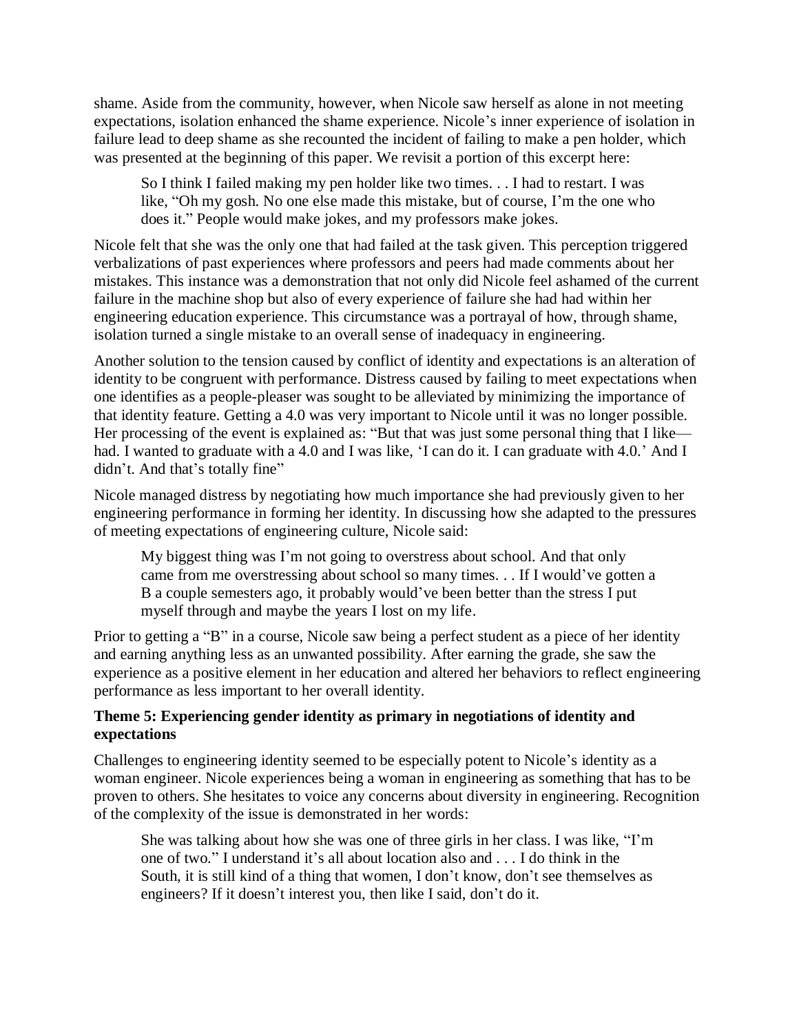shame. Aside from the community, however, when Nicole saw herself as alone in not meeting expectations, isolation enhanced the shame experience. Nicole's inner experience of isolation in failure lead to deep shame as she recounted the incident of failing to make a pen holder, which was presented at the beginning of this paper. We revisit a portion of this excerpt here:

> So I think I failed making my pen holder like two times. . . I had to restart. I was like, "Oh my gosh. No one else made this mistake, but of course, I'm the one who does it." People would make jokes, and my professors make jokes.

Nicole felt that she was the only one that had failed at the task given. This perception triggered verbalizations of past experiences where professors and peers had made comments about her mistakes. This instance was a demonstration that not only did Nicole feel ashamed of the current failure in the machine shop but also of every experience of failure she had had within her engineering education experience. This circumstance was a portrayal of how, through shame, isolation turned a single mistake to an overall sense of inadequacy in engineering.

Another solution to the tension caused by conflict of identity and expectations is an alteration of identity to be congruent with performance. Distress caused by failing to meet expectations when one identifies as a people-pleaser was sought to be alleviated by minimizing the importance of that identity feature. Getting a 4.0 was very important to Nicole until it was no longer possible. Her processing of the event is explained as: "But that was just some personal thing that I like—had. I wanted to graduate with a 4.0 and I was like, 'I can do it. I can graduate with 4.0.' And I didn't. And that's totally fine"

Nicole managed distress by negotiating how much importance she had previously given to her engineering performance in forming her identity. In discussing how she adapted to the pressures of meeting expectations of engineering culture, Nicole said:

> My biggest thing was I'm not going to overstress about school. And that only came from me overstressing about school so many times. . . If I would've gotten a B a couple semesters ago, it probably would've been better than the stress I put myself through and maybe the years I lost on my life.

Prior to getting a "B" in a course, Nicole saw being a perfect student as a piece of her identity and earning anything less as an unwanted possibility. After earning the grade, she saw the experience as a positive element in her education and altered her behaviors to reflect engineering performance as less important to her overall identity.

**Theme 5: Experiencing gender identity as primary in negotiations of identity and expectations**

Challenges to engineering identity seemed to be especially potent to Nicole's identity as a woman engineer. Nicole experiences being a woman in engineering as something that has to be proven to others. She hesitates to voice any concerns about diversity in engineering. Recognition of the complexity of the issue is demonstrated in her words:

> She was talking about how she was one of three girls in her class. I was like, "I'm one of two." I understand it's all about location also and . . . I do think in the South, it is still kind of a thing that women, I don't know, don't see themselves as engineers? If it doesn't interest you, then like I said, don't do it.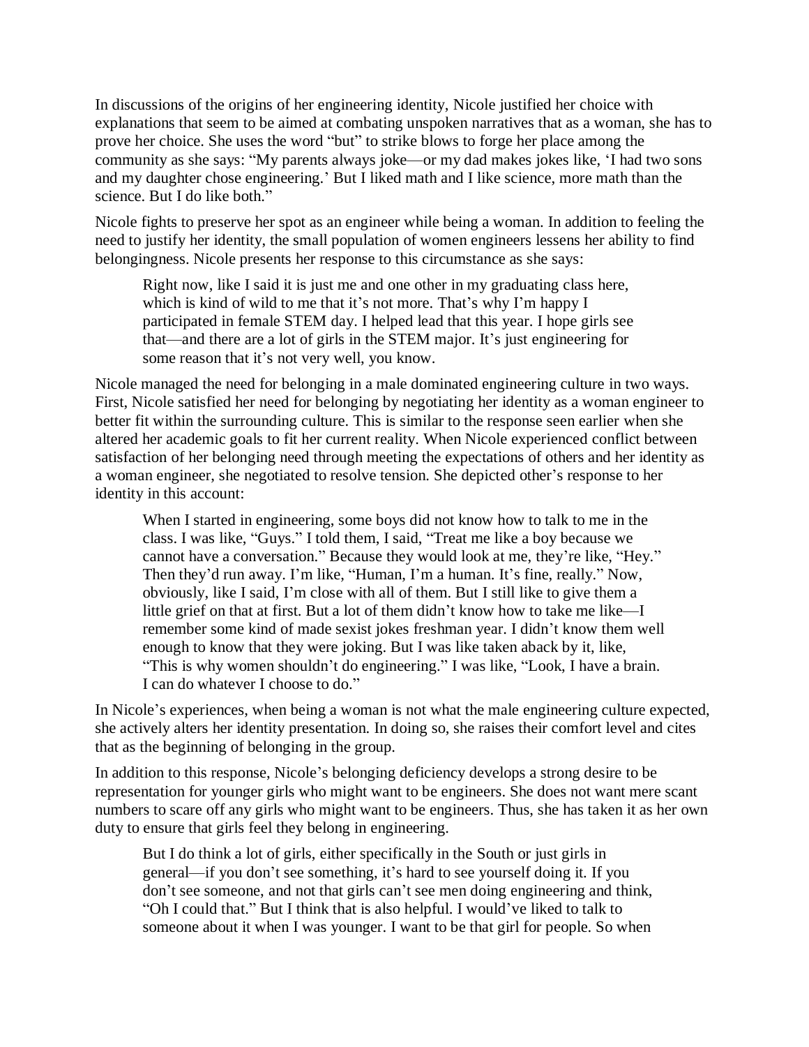In discussions of the origins of her engineering identity, Nicole justified her choice with explanations that seem to be aimed at combating unspoken narratives that as a woman, she has to prove her choice. She uses the word "but" to strike blows to forge her place among the community as she says: "My parents always joke—or my dad makes jokes like, 'I had two sons and my daughter chose engineering.' But I liked math and I like science, more math than the science. But I do like both."

Nicole fights to preserve her spot as an engineer while being a woman. In addition to feeling the need to justify her identity, the small population of women engineers lessens her ability to find belongingness. Nicole presents her response to this circumstance as she says:

> Right now, like I said it is just me and one other in my graduating class here, which is kind of wild to me that it's not more. That's why I'm happy I participated in female STEM day. I helped lead that this year. I hope girls see that—and there are a lot of girls in the STEM major. It's just engineering for some reason that it's not very well, you know.

Nicole managed the need for belonging in a male dominated engineering culture in two ways. First, Nicole satisfied her need for belonging by negotiating her identity as a woman engineer to better fit within the surrounding culture. This is similar to the response seen earlier when she altered her academic goals to fit her current reality. When Nicole experienced conflict between satisfaction of her belonging need through meeting the expectations of others and her identity as a woman engineer, she negotiated to resolve tension. She depicted other's response to her identity in this account:

> When I started in engineering, some boys did not know how to talk to me in the class. I was like, "Guys." I told them, I said, "Treat me like a boy because we cannot have a conversation." Because they would look at me, they're like, "Hey." Then they'd run away. I'm like, "Human, I'm a human. It's fine, really." Now, obviously, like I said, I'm close with all of them. But I still like to give them a little grief on that at first. But a lot of them didn't know how to take me like—I remember some kind of made sexist jokes freshman year. I didn't know them well enough to know that they were joking. But I was like taken aback by it, like, "This is why women shouldn't do engineering." I was like, "Look, I have a brain. I can do whatever I choose to do."

In Nicole's experiences, when being a woman is not what the male engineering culture expected, she actively alters her identity presentation. In doing so, she raises their comfort level and cites that as the beginning of belonging in the group.

In addition to this response, Nicole's belonging deficiency develops a strong desire to be representation for younger girls who might want to be engineers. She does not want mere scant numbers to scare off any girls who might want to be engineers. Thus, she has taken it as her own duty to ensure that girls feel they belong in engineering.

> But I do think a lot of girls, either specifically in the South or just girls in general—if you don't see something, it's hard to see yourself doing it. If you don't see someone, and not that girls can't see men doing engineering and think, "Oh I could that." But I think that is also helpful. I would've liked to talk to someone about it when I was younger. I want to be that girl for people. So when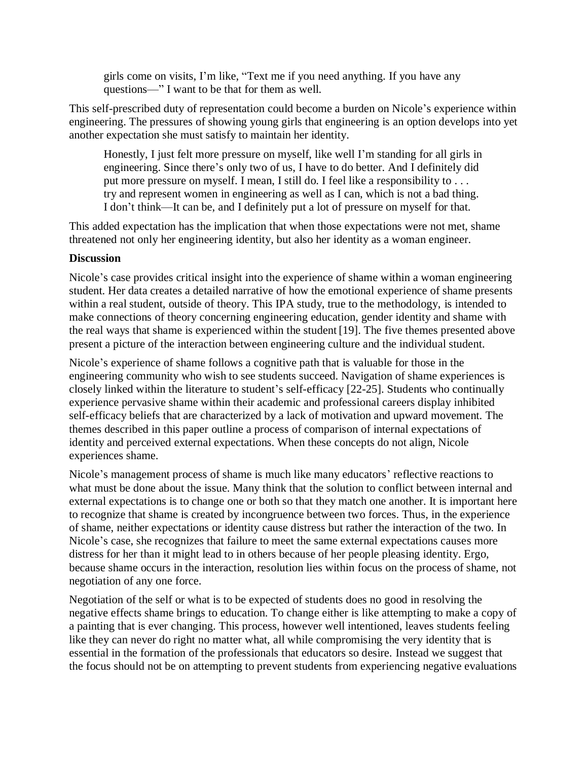> girls come on visits, I'm like, "Text me if you need anything. If you have any questions—" I want to be that for them as well.

This self-prescribed duty of representation could become a burden on Nicole's experience within engineering. The pressures of showing young girls that engineering is an option develops into yet another expectation she must satisfy to maintain her identity.

> Honestly, I just felt more pressure on myself, like well I'm standing for all girls in engineering. Since there's only two of us, I have to do better. And I definitely did put more pressure on myself. I mean, I still do. I feel like a responsibility to . . . try and represent women in engineering as well as I can, which is not a bad thing. I don't think—It can be, and I definitely put a lot of pressure on myself for that.

This added expectation has the implication that when those expectations were not met, shame threatened not only her engineering identity, but also her identity as a woman engineer.

**Discussion**

Nicole's case provides critical insight into the experience of shame within a woman engineering student. Her data creates a detailed narrative of how the emotional experience of shame presents within a real student, outside of theory. This IPA study, true to the methodology, is intended to make connections of theory concerning engineering education, gender identity and shame with the real ways that shame is experienced within the student [19]. The five themes presented above present a picture of the interaction between engineering culture and the individual student.

Nicole's experience of shame follows a cognitive path that is valuable for those in the engineering community who wish to see students succeed. Navigation of shame experiences is closely linked within the literature to student's self-efficacy [22-25]. Students who continually experience pervasive shame within their academic and professional careers display inhibited self-efficacy beliefs that are characterized by a lack of motivation and upward movement. The themes described in this paper outline a process of comparison of internal expectations of identity and perceived external expectations. When these concepts do not align, Nicole experiences shame.

Nicole's management process of shame is much like many educators' reflective reactions to what must be done about the issue. Many think that the solution to conflict between internal and external expectations is to change one or both so that they match one another. It is important here to recognize that shame is created by incongruence between two forces. Thus, in the experience of shame, neither expectations or identity cause distress but rather the interaction of the two. In Nicole's case, she recognizes that failure to meet the same external expectations causes more distress for her than it might lead to in others because of her people pleasing identity. Ergo, because shame occurs in the interaction, resolution lies within focus on the process of shame, not negotiation of any one force.

Negotiation of the self or what is to be expected of students does no good in resolving the negative effects shame brings to education. To change either is like attempting to make a copy of a painting that is ever changing. This process, however well intentioned, leaves students feeling like they can never do right no matter what, all while compromising the very identity that is essential in the formation of the professionals that educators so desire. Instead we suggest that the focus should not be on attempting to prevent students from experiencing negative evaluations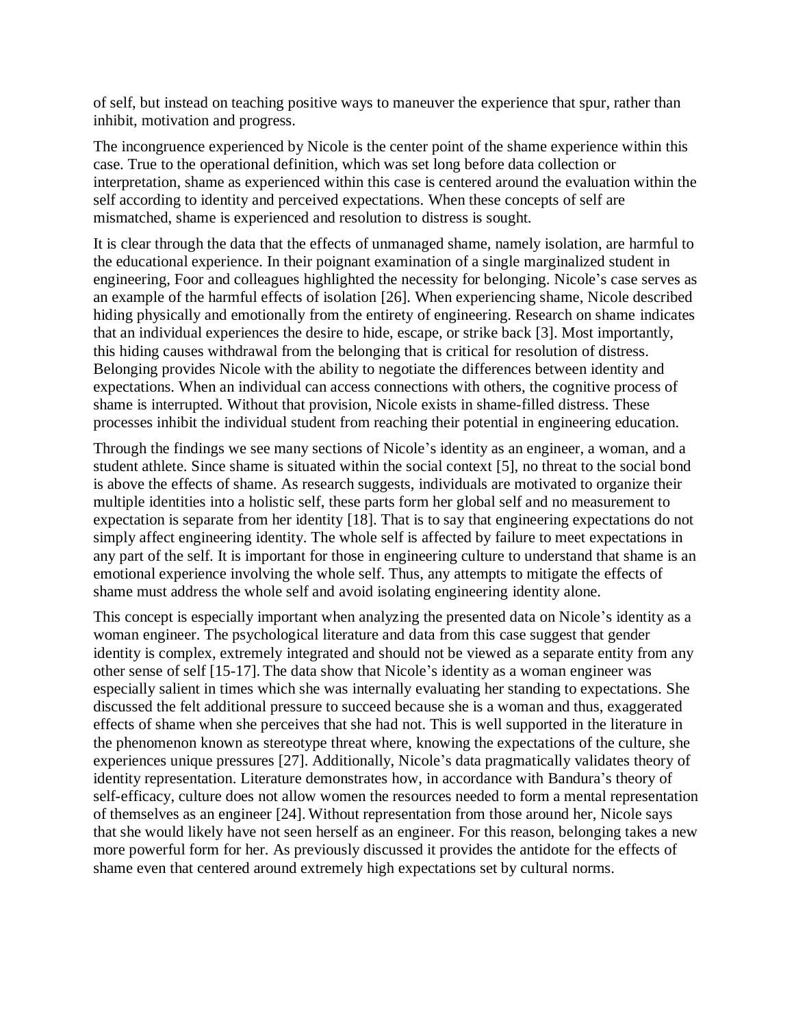of self, but instead on teaching positive ways to maneuver the experience that spur, rather than inhibit, motivation and progress.

The incongruence experienced by Nicole is the center point of the shame experience within this case. True to the operational definition, which was set long before data collection or interpretation, shame as experienced within this case is centered around the evaluation within the self according to identity and perceived expectations. When these concepts of self are mismatched, shame is experienced and resolution to distress is sought.

It is clear through the data that the effects of unmanaged shame, namely isolation, are harmful to the educational experience. In their poignant examination of a single marginalized student in engineering, Foor and colleagues highlighted the necessity for belonging. Nicole's case serves as an example of the harmful effects of isolation [26]. When experiencing shame, Nicole described hiding physically and emotionally from the entirety of engineering. Research on shame indicates that an individual experiences the desire to hide, escape, or strike back [3]. Most importantly, this hiding causes withdrawal from the belonging that is critical for resolution of distress. Belonging provides Nicole with the ability to negotiate the differences between identity and expectations. When an individual can access connections with others, the cognitive process of shame is interrupted. Without that provision, Nicole exists in shame-filled distress. These processes inhibit the individual student from reaching their potential in engineering education.

Through the findings we see many sections of Nicole's identity as an engineer, a woman, and a student athlete. Since shame is situated within the social context [5], no threat to the social bond is above the effects of shame. As research suggests, individuals are motivated to organize their multiple identities into a holistic self, these parts form her global self and no measurement to expectation is separate from her identity [18]. That is to say that engineering expectations do not simply affect engineering identity. The whole self is affected by failure to meet expectations in any part of the self. It is important for those in engineering culture to understand that shame is an emotional experience involving the whole self. Thus, any attempts to mitigate the effects of shame must address the whole self and avoid isolating engineering identity alone.

This concept is especially important when analyzing the presented data on Nicole's identity as a woman engineer. The psychological literature and data from this case suggest that gender identity is complex, extremely integrated and should not be viewed as a separate entity from any other sense of self [15-17]. The data show that Nicole's identity as a woman engineer was especially salient in times which she was internally evaluating her standing to expectations. She discussed the felt additional pressure to succeed because she is a woman and thus, exaggerated effects of shame when she perceives that she had not. This is well supported in the literature in the phenomenon known as stereotype threat where, knowing the expectations of the culture, she experiences unique pressures [27]. Additionally, Nicole's data pragmatically validates theory of identity representation. Literature demonstrates how, in accordance with Bandura's theory of self-efficacy, culture does not allow women the resources needed to form a mental representation of themselves as an engineer [24]. Without representation from those around her, Nicole says that she would likely have not seen herself as an engineer. For this reason, belonging takes a new more powerful form for her. As previously discussed it provides the antidote for the effects of shame even that centered around extremely high expectations set by cultural norms.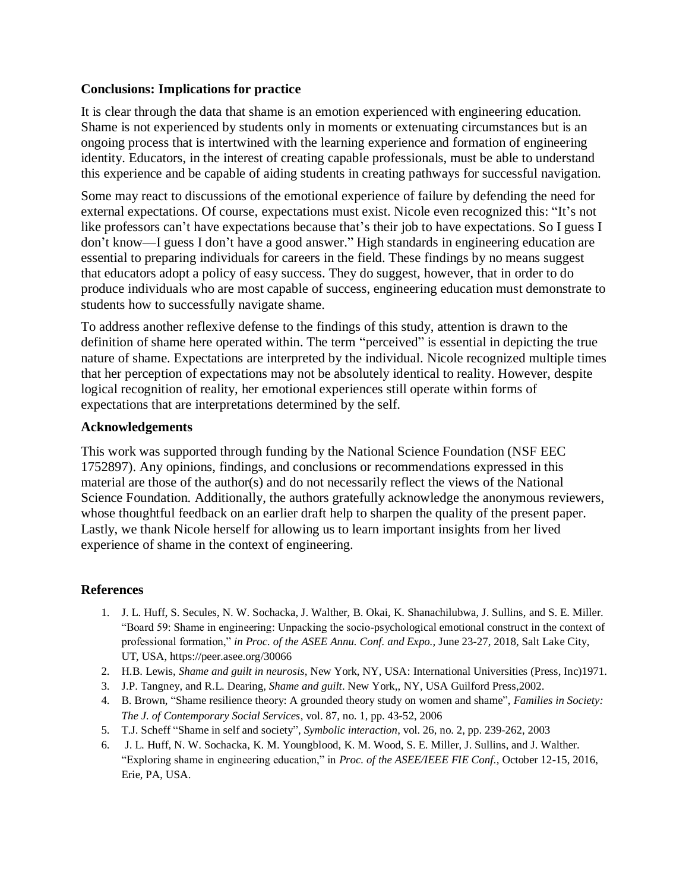## Conclusions: Implications for practice

It is clear through the data that shame is an emotion experienced with engineering education. Shame is not experienced by students only in moments or extenuating circumstances but is an ongoing process that is intertwined with the learning experience and formation of engineering identity. Educators, in the interest of creating capable professionals, must be able to understand this experience and be capable of aiding students in creating pathways for successful navigation.

Some may react to discussions of the emotional experience of failure by defending the need for external expectations. Of course, expectations must exist. Nicole even recognized this: "It's not like professors can't have expectations because that's their job to have expectations. So I guess I don't know—I guess I don't have a good answer." High standards in engineering education are essential to preparing individuals for careers in the field. These findings by no means suggest that educators adopt a policy of easy success. They do suggest, however, that in order to do produce individuals who are most capable of success, engineering education must demonstrate to students how to successfully navigate shame.

To address another reflexive defense to the findings of this study, attention is drawn to the definition of shame here operated within. The term "perceived" is essential in depicting the true nature of shame. Expectations are interpreted by the individual. Nicole recognized multiple times that her perception of expectations may not be absolutely identical to reality. However, despite logical recognition of reality, her emotional experiences still operate within forms of expectations that are interpretations determined by the self.

## Acknowledgements

This work was supported through funding by the National Science Foundation (NSF EEC 1752897). Any opinions, findings, and conclusions or recommendations expressed in this material are those of the author(s) and do not necessarily reflect the views of the National Science Foundation. Additionally, the authors gratefully acknowledge the anonymous reviewers, whose thoughtful feedback on an earlier draft help to sharpen the quality of the present paper. Lastly, we thank Nicole herself for allowing us to learn important insights from her lived experience of shame in the context of engineering.

## References

1. J. L. Huff, S. Secules, N. W. Sochacka, J. Walther, B. Okai, K. Shanachilubwa, J. Sullins, and S. E. Miller. "Board 59: Shame in engineering: Unpacking the socio-psychological emotional construct in the context of professional formation," *in Proc. of the ASEE Annu. Conf. and Expo.,* June 23-27, 2018, Salt Lake City, UT, USA, https://peer.asee.org/30066
2. H.B. Lewis, *Shame and guilt in neurosis*, New York, NY, USA: International Universities (Press, Inc)1971.
3. J.P. Tangney, and R.L. Dearing, *Shame and guilt*. New York,, NY, USA Guilford Press,2002.
4. B. Brown, "Shame resilience theory: A grounded theory study on women and shame", *Families in Society: The J. of Contemporary Social Services*, vol. 87, no. 1, pp. 43-52, 2006
5. T.J. Scheff "Shame in self and society", *Symbolic interaction*, vol. 26, no. 2, pp. 239-262, 2003
6. J. L. Huff, N. W. Sochacka, K. M. Youngblood, K. M. Wood, S. E. Miller, J. Sullins, and J. Walther. "Exploring shame in engineering education," in *Proc. of the ASEE/IEEE FIE Conf.*, October 12-15, 2016, Erie, PA, USA.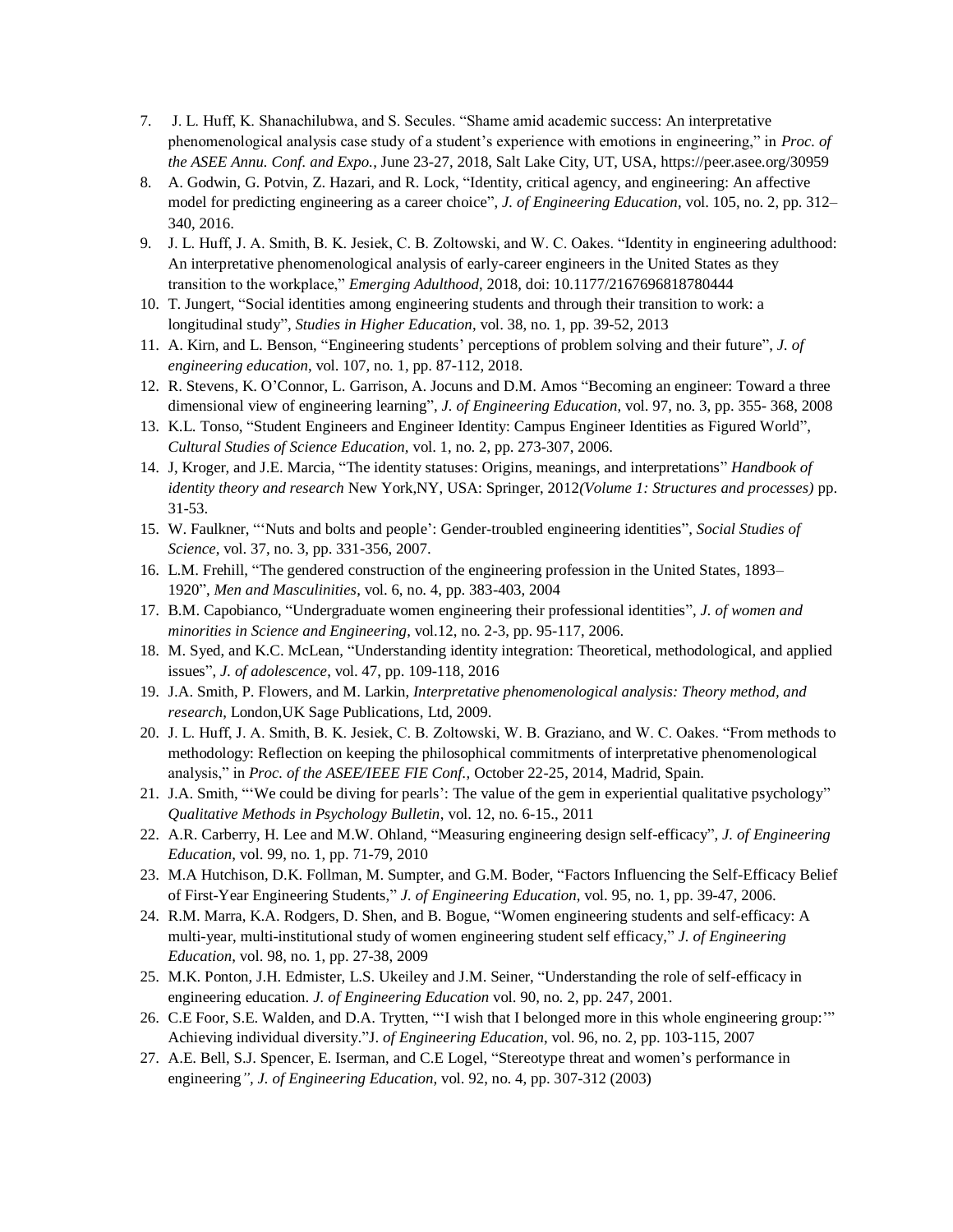7. J. L. Huff, K. Shanachilubwa, and S. Secules. "Shame amid academic success: An interpretative phenomenological analysis case study of a student's experience with emotions in engineering," in *Proc. of the ASEE Annu. Conf. and Expo.*, June 23-27, 2018, Salt Lake City, UT, USA, https://peer.asee.org/30959
8. A. Godwin, G. Potvin, Z. Hazari, and R. Lock, "Identity, critical agency, and engineering: An affective model for predicting engineering as a career choice", *J. of Engineering Education*, vol. 105, no. 2, pp. 312–340, 2016.
9. J. L. Huff, J. A. Smith, B. K. Jesiek, C. B. Zoltowski, and W. C. Oakes. "Identity in engineering adulthood: An interpretative phenomenological analysis of early-career engineers in the United States as they transition to the workplace," *Emerging Adulthood*, 2018, doi: 10.1177/2167696818780444
10. T. Jungert, "Social identities among engineering students and through their transition to work: a longitudinal study", *Studies in Higher Education*, vol. 38, no. 1, pp. 39-52, 2013
11. A. Kirn, and L. Benson, "Engineering students' perceptions of problem solving and their future", *J. of engineering education*, vol. 107, no. 1, pp. 87-112, 2018.
12. R. Stevens, K. O'Connor, L. Garrison, A. Jocuns and D.M. Amos "Becoming an engineer: Toward a three dimensional view of engineering learning", *J. of Engineering Education*, vol. 97, no. 3, pp. 355- 368, 2008
13. K.L. Tonso, "Student Engineers and Engineer Identity: Campus Engineer Identities as Figured World", *Cultural Studies of Science Education*, vol. 1, no. 2, pp. 273-307, 2006.
14. J, Kroger, and J.E. Marcia, "The identity statuses: Origins, meanings, and interpretations" *Handbook of identity theory and research* New York,NY, USA: Springer, 2012*(Volume 1: Structures and processes)* pp. 31-53.
15. W. Faulkner, "'Nuts and bolts and people': Gender-troubled engineering identities", *Social Studies of Science*, vol. 37, no. 3, pp. 331-356, 2007.
16. L.M. Frehill, "The gendered construction of the engineering profession in the United States, 1893–1920", *Men and Masculinities*, vol. 6, no. 4, pp. 383-403, 2004
17. B.M. Capobianco, "Undergraduate women engineering their professional identities", *J. of women and minorities in Science and Engineering*, vol.12, no. 2-3, pp. 95-117, 2006.
18. M. Syed, and K.C. McLean, "Understanding identity integration: Theoretical, methodological, and applied issues", *J. of adolescence*, vol. 47, pp. 109-118, 2016
19. J.A. Smith, P. Flowers, and M. Larkin, *Interpretative phenomenological analysis: Theory method, and research*, London,UK Sage Publications, Ltd, 2009.
20. J. L. Huff, J. A. Smith, B. K. Jesiek, C. B. Zoltowski, W. B. Graziano, and W. C. Oakes. "From methods to methodology: Reflection on keeping the philosophical commitments of interpretative phenomenological analysis," in *Proc. of the ASEE/IEEE FIE Conf.*, October 22-25, 2014, Madrid, Spain.
21. J.A. Smith, "'We could be diving for pearls': The value of the gem in experiential qualitative psychology" *Qualitative Methods in Psychology Bulletin*, vol. 12, no. 6-15., 2011
22. A.R. Carberry, H. Lee and M.W. Ohland, "Measuring engineering design self-efficacy", *J. of Engineering Education*, vol. 99, no. 1, pp. 71-79, 2010
23. M.A Hutchison, D.K. Follman, M. Sumpter, and G.M. Boder, "Factors Influencing the Self-Efficacy Belief of First-Year Engineering Students," *J. of Engineering Education*, vol. 95, no. 1, pp. 39-47, 2006.
24. R.M. Marra, K.A. Rodgers, D. Shen, and B. Bogue, "Women engineering students and self-efficacy: A multi-year, multi-institutional study of women engineering student self efficacy," *J. of Engineering Education*, vol. 98, no. 1, pp. 27-38, 2009
25. M.K. Ponton, J.H. Edmister, L.S. Ukeiley and J.M. Seiner, "Understanding the role of self-efficacy in engineering education. *J. of Engineering Education* vol. 90, no. 2, pp. 247, 2001.
26. C.E Foor, S.E. Walden, and D.A. Trytten, "'I wish that I belonged more in this whole engineering group:'" Achieving individual diversity."J. *of Engineering Education*, vol. 96, no. 2, pp. 103-115, 2007
27. A.E. Bell, S.J. Spencer, E. Iserman, and C.E Logel, "Stereotype threat and women's performance in engineering*", J. of Engineering Education*, vol. 92, no. 4, pp. 307-312 (2003)